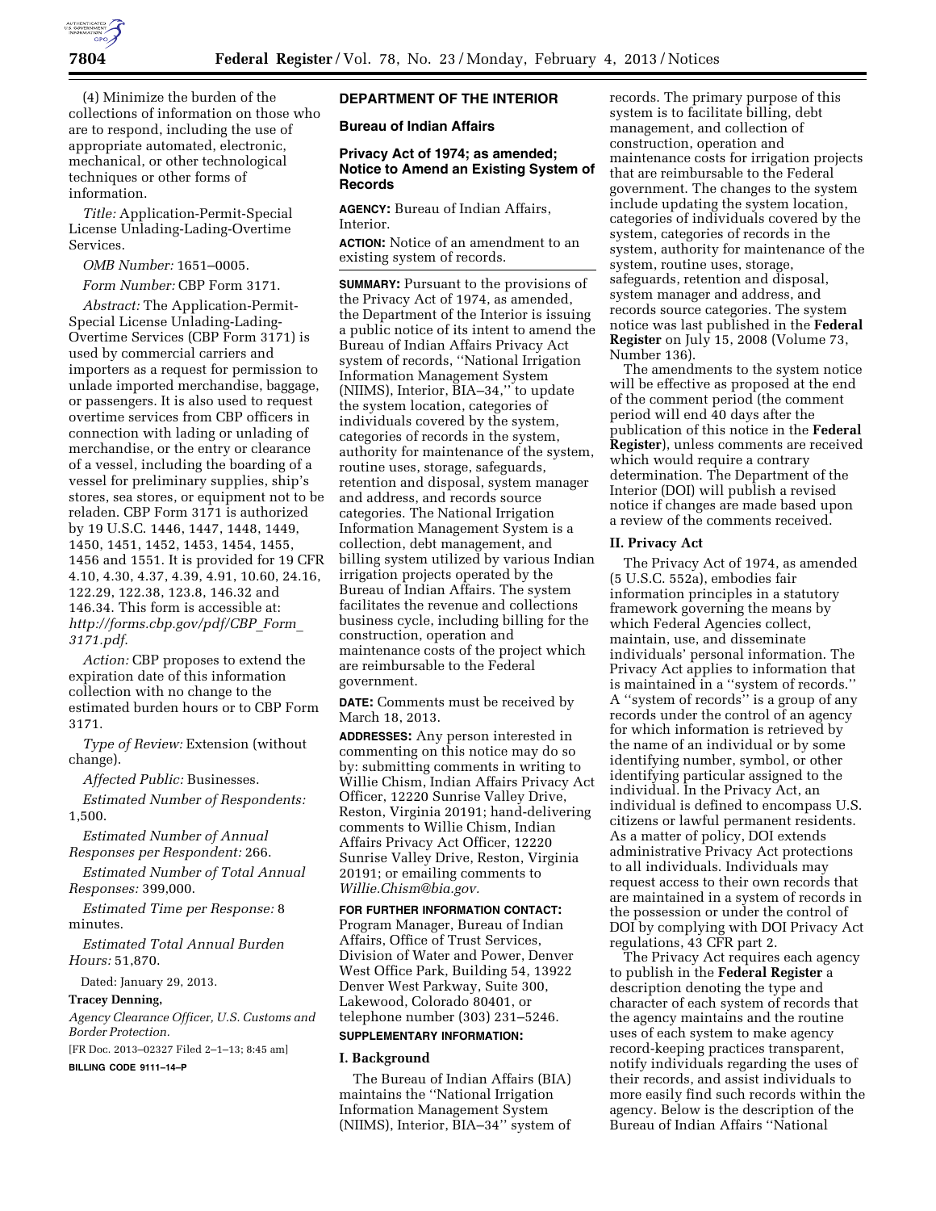(4) Minimize the burden of the collections of information on those who are to respond, including the use of appropriate automated, electronic, mechanical, or other technological techniques or other forms of information.

*Title:* Application-Permit-Special License Unlading-Lading-Overtime Services.

*OMB Number:* 1651–0005.

*Form Number:* CBP Form 3171.

*Abstract:* The Application-Permit-Special License Unlading-Lading-Overtime Services (CBP Form 3171) is used by commercial carriers and importers as a request for permission to unlade imported merchandise, baggage, or passengers. It is also used to request overtime services from CBP officers in connection with lading or unlading of merchandise, or the entry or clearance of a vessel, including the boarding of a vessel for preliminary supplies, ship's stores, sea stores, or equipment not to be reladen. CBP Form 3171 is authorized by 19 U.S.C. 1446, 1447, 1448, 1449, 1450, 1451, 1452, 1453, 1454, 1455, 1456 and 1551. It is provided for 19 CFR 4.10, 4.30, 4.37, 4.39, 4.91, 10.60, 24.16, 122.29, 122.38, 123.8, 146.32 and 146.34. This form is accessible at: *http://forms.cbp.gov/pdf/CBP_Form_3171.pdf*.

*Action:* CBP proposes to extend the expiration date of this information collection with no change to the estimated burden hours or to CBP Form 3171.

*Type of Review:* Extension (without change).

*Affected Public:* Businesses.

*Estimated Number of Respondents:* 1,500.

*Estimated Number of Annual Responses per Respondent:* 266.

*Estimated Number of Total Annual Responses:* 399,000.

*Estimated Time per Response:* 8 minutes.

*Estimated Total Annual Burden Hours:* 51,870.

Dated: January 29, 2013.

**Tracey Denning,**

*Agency Clearance Officer, U.S. Customs and Border Protection.*

[FR Doc. 2013–02327 Filed 2–1–13; 8:45 am]

**BILLING CODE 9111–14–P**

## DEPARTMENT OF THE INTERIOR

### Bureau of Indian Affairs

### Privacy Act of 1974; as amended; Notice to Amend an Existing System of Records

**AGENCY:** Bureau of Indian Affairs, Interior.

**ACTION:** Notice of an amendment to an existing system of records.

**SUMMARY:** Pursuant to the provisions of the Privacy Act of 1974, as amended, the Department of the Interior is issuing a public notice of its intent to amend the Bureau of Indian Affairs Privacy Act system of records, ''National Irrigation Information Management System (NIIMS), Interior, BIA–34,'' to update the system location, categories of individuals covered by the system, categories of records in the system, authority for maintenance of the system, routine uses, storage, safeguards, retention and disposal, system manager and address, and records source categories. The National Irrigation Information Management System is a collection, debt management, and billing system utilized by various Indian irrigation projects operated by the Bureau of Indian Affairs. The system facilitates the revenue and collections business cycle, including billing for the construction, operation and maintenance costs of the project which are reimbursable to the Federal government.

**DATE:** Comments must be received by March 18, 2013.

**ADDRESSES:** Any person interested in commenting on this notice may do so by: submitting comments in writing to Willie Chism, Indian Affairs Privacy Act Officer, 12220 Sunrise Valley Drive, Reston, Virginia 20191; hand-delivering comments to Willie Chism, Indian Affairs Privacy Act Officer, 12220 Sunrise Valley Drive, Reston, Virginia 20191; or emailing comments to *Willie.Chism@bia.gov*.

**FOR FURTHER INFORMATION CONTACT:** Program Manager, Bureau of Indian Affairs, Office of Trust Services, Division of Water and Power, Denver West Office Park, Building 54, 13922 Denver West Parkway, Suite 300, Lakewood, Colorado 80401, or telephone number (303) 231–5246.

**SUPPLEMENTARY INFORMATION:**

### I. Background

The Bureau of Indian Affairs (BIA) maintains the ''National Irrigation Information Management System (NIIMS), Interior, BIA–34'' system of records. The primary purpose of this system is to facilitate billing, debt management, and collection of construction, operation and maintenance costs for irrigation projects that are reimbursable to the Federal government. The changes to the system include updating the system location, categories of individuals covered by the system, categories of records in the system, authority for maintenance of the system, routine uses, storage, safeguards, retention and disposal, system manager and address, and records source categories. The system notice was last published in the **Federal Register** on July 15, 2008 (Volume 73, Number 136).

The amendments to the system notice will be effective as proposed at the end of the comment period (the comment period will end 40 days after the publication of this notice in the **Federal Register**), unless comments are received which would require a contrary determination. The Department of the Interior (DOI) will publish a revised notice if changes are made based upon a review of the comments received.

### II. Privacy Act

The Privacy Act of 1974, as amended (5 U.S.C. 552a), embodies fair information principles in a statutory framework governing the means by which Federal Agencies collect, maintain, use, and disseminate individuals' personal information. The Privacy Act applies to information that is maintained in a ''system of records.'' A ''system of records'' is a group of any records under the control of an agency for which information is retrieved by the name of an individual or by some identifying number, symbol, or other identifying particular assigned to the individual. In the Privacy Act, an individual is defined to encompass U.S. citizens or lawful permanent residents. As a matter of policy, DOI extends administrative Privacy Act protections to all individuals. Individuals may request access to their own records that are maintained in a system of records in the possession or under the control of DOI by complying with DOI Privacy Act regulations, 43 CFR part 2.

The Privacy Act requires each agency to publish in the **Federal Register** a description denoting the type and character of each system of records that the agency maintains and the routine uses of each system to make agency record-keeping practices transparent, notify individuals regarding the uses of their records, and assist individuals to more easily find such records within the agency. Below is the description of the Bureau of Indian Affairs ''National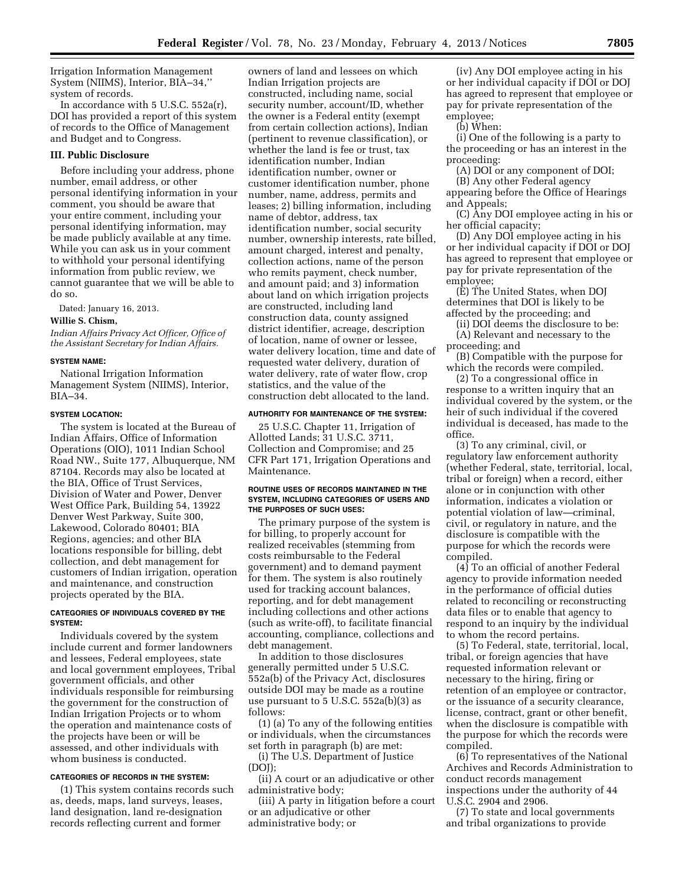Irrigation Information Management System (NIIMS), Interior, BIA–34,'' system of records.

In accordance with 5 U.S.C. 552a(r), DOI has provided a report of this system of records to the Office of Management and Budget and to Congress.

### III. Public Disclosure

Before including your address, phone number, email address, or other personal identifying information in your comment, you should be aware that your entire comment, including your personal identifying information, may be made publicly available at any time. While you can ask us in your comment to withhold your personal identifying information from public review, we cannot guarantee that we will be able to do so.

Dated: January 16, 2013.

**Willie S. Chism,**

*Indian Affairs Privacy Act Officer, Office of the Assistant Secretary for Indian Affairs.*

**SYSTEM NAME:**

National Irrigation Information Management System (NIIMS), Interior, BIA–34.

**SYSTEM LOCATION:**

The system is located at the Bureau of Indian Affairs, Office of Information Operations (OIO), 1011 Indian School Road NW., Suite 177, Albuquerque, NM 87104. Records may also be located at the BIA, Office of Trust Services, Division of Water and Power, Denver West Office Park, Building 54, 13922 Denver West Parkway, Suite 300, Lakewood, Colorado 80401; BIA Regions, agencies; and other BIA locations responsible for billing, debt collection, and debt management for customers of Indian irrigation, operation and maintenance, and construction projects operated by the BIA.

**CATEGORIES OF INDIVIDUALS COVERED BY THE SYSTEM:**

Individuals covered by the system include current and former landowners and lessees, Federal employees, state and local government employees, Tribal government officials, and other individuals responsible for reimbursing the government for the construction of Indian Irrigation Projects or to whom the operation and maintenance costs of the projects have been or will be assessed, and other individuals with whom business is conducted.

**CATEGORIES OF RECORDS IN THE SYSTEM:**

(1) This system contains records such as, deeds, maps, land surveys, leases, land designation, land re-designation records reflecting current and former owners of land and lessees on which Indian Irrigation projects are constructed, including name, social security number, account/ID, whether the owner is a Federal entity (exempt from certain collection actions), Indian (pertinent to revenue classification), or whether the land is fee or trust, tax identification number, Indian identification number, owner or customer identification number, phone number, name, address, permits and leases; 2) billing information, including name of debtor, address, tax identification number, social security number, ownership interests, rate billed, amount charged, interest and penalty, collection actions, name of the person who remits payment, check number, and amount paid; and 3) information about land on which irrigation projects are constructed, including land construction data, county assigned district identifier, acreage, description of location, name of owner or lessee, water delivery location, time and date of requested water delivery, duration of water delivery, rate of water flow, crop statistics, and the value of the construction debt allocated to the land.

**AUTHORITY FOR MAINTENANCE OF THE SYSTEM:**

25 U.S.C. Chapter 11, Irrigation of Allotted Lands; 31 U.S.C. 3711, Collection and Compromise; and 25 CFR Part 171, Irrigation Operations and Maintenance.

**ROUTINE USES OF RECORDS MAINTAINED IN THE SYSTEM, INCLUDING CATEGORIES OF USERS AND THE PURPOSES OF SUCH USES:**

The primary purpose of the system is for billing, to properly account for realized receivables (stemming from costs reimbursable to the Federal government) and to demand payment for them. The system is also routinely used for tracking account balances, reporting, and for debt management including collections and other actions (such as write-off), to facilitate financial accounting, compliance, collections and debt management.

In addition to those disclosures generally permitted under 5 U.S.C. 552a(b) of the Privacy Act, disclosures outside DOI may be made as a routine use pursuant to 5 U.S.C. 552a(b)(3) as follows:

(1) (a) To any of the following entities or individuals, when the circumstances set forth in paragraph (b) are met:

(i) The U.S. Department of Justice (DOJ);

(ii) A court or an adjudicative or other administrative body;

(iii) A party in litigation before a court or an adjudicative or other administrative body; or

(iv) Any DOI employee acting in his or her individual capacity if DOI or DOJ has agreed to represent that employee or pay for private representation of the employee;

(b) When:

(i) One of the following is a party to the proceeding or has an interest in the proceeding:

(A) DOI or any component of DOI;

(B) Any other Federal agency appearing before the Office of Hearings and Appeals;

(C) Any DOI employee acting in his or her official capacity;

(D) Any DOI employee acting in his or her individual capacity if DOI or DOJ has agreed to represent that employee or pay for private representation of the employee;

(E) The United States, when DOJ determines that DOI is likely to be affected by the proceeding; and

(ii) DOI deems the disclosure to be:

(A) Relevant and necessary to the proceeding; and

(B) Compatible with the purpose for which the records were compiled.

(2) To a congressional office in response to a written inquiry that an individual covered by the system, or the heir of such individual if the covered individual is deceased, has made to the office.

(3) To any criminal, civil, or regulatory law enforcement authority (whether Federal, state, territorial, local, tribal or foreign) when a record, either alone or in conjunction with other information, indicates a violation or potential violation of law—criminal, civil, or regulatory in nature, and the disclosure is compatible with the purpose for which the records were compiled.

(4) To an official of another Federal agency to provide information needed in the performance of official duties related to reconciling or reconstructing data files or to enable that agency to respond to an inquiry by the individual to whom the record pertains.

(5) To Federal, state, territorial, local, tribal, or foreign agencies that have requested information relevant or necessary to the hiring, firing or retention of an employee or contractor, or the issuance of a security clearance, license, contract, grant or other benefit, when the disclosure is compatible with the purpose for which the records were compiled.

(6) To representatives of the National Archives and Records Administration to conduct records management inspections under the authority of 44 U.S.C. 2904 and 2906.

(7) To state and local governments and tribal organizations to provide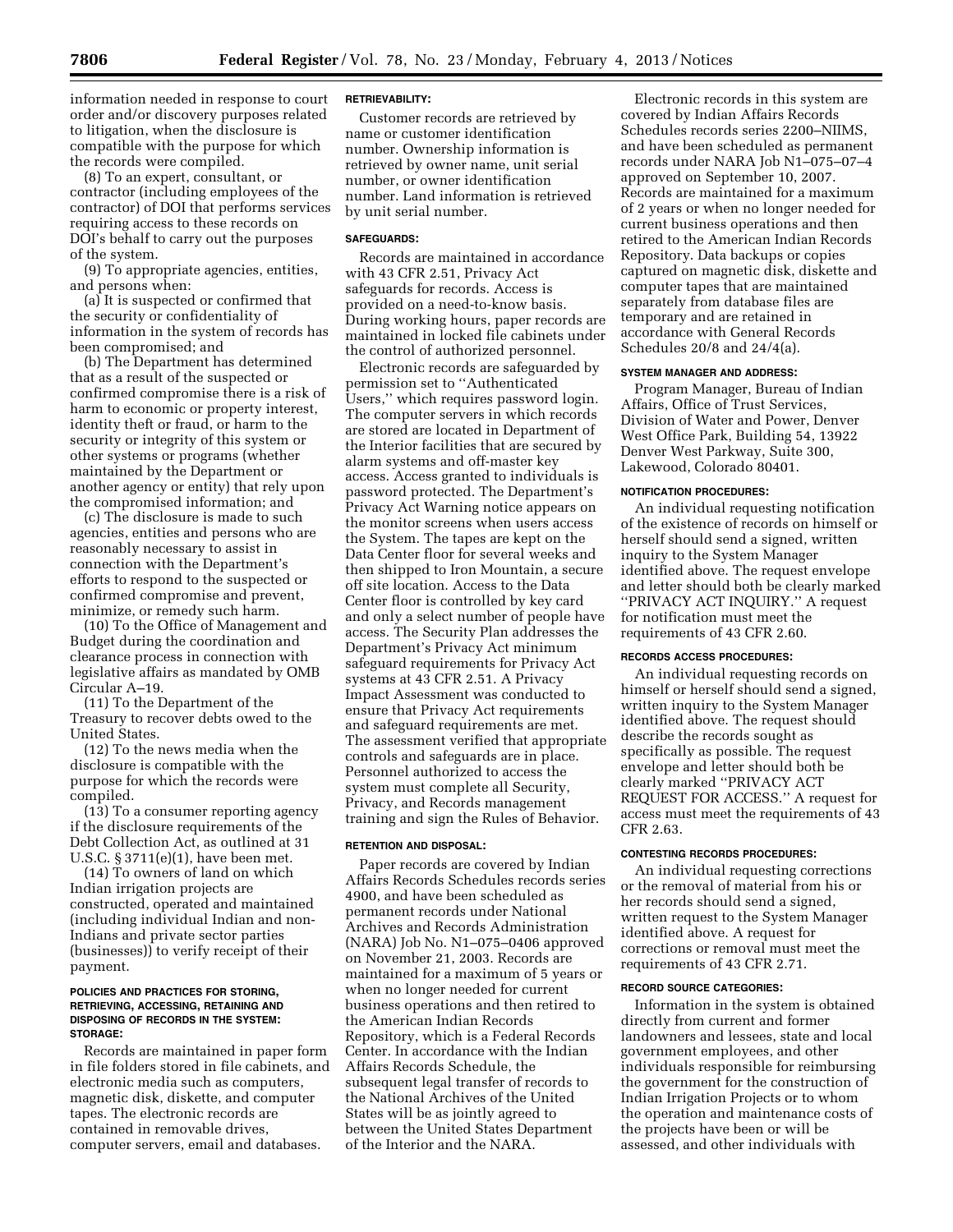information needed in response to court order and/or discovery purposes related to litigation, when the disclosure is compatible with the purpose for which the records were compiled.

(8) To an expert, consultant, or contractor (including employees of the contractor) of DOI that performs services requiring access to these records on DOI's behalf to carry out the purposes of the system.

(9) To appropriate agencies, entities, and persons when:

(a) It is suspected or confirmed that the security or confidentiality of information in the system of records has been compromised; and

(b) The Department has determined that as a result of the suspected or confirmed compromise there is a risk of harm to economic or property interest, identity theft or fraud, or harm to the security or integrity of this system or other systems or programs (whether maintained by the Department or another agency or entity) that rely upon the compromised information; and

(c) The disclosure is made to such agencies, entities and persons who are reasonably necessary to assist in connection with the Department's efforts to respond to the suspected or confirmed compromise and prevent, minimize, or remedy such harm.

(10) To the Office of Management and Budget during the coordination and clearance process in connection with legislative affairs as mandated by OMB Circular A–19.

(11) To the Department of the Treasury to recover debts owed to the United States.

(12) To the news media when the disclosure is compatible with the purpose for which the records were compiled.

(13) To a consumer reporting agency if the disclosure requirements of the Debt Collection Act, as outlined at 31 U.S.C. § 3711(e)(1), have been met.

(14) To owners of land on which Indian irrigation projects are constructed, operated and maintained (including individual Indian and non-Indians and private sector parties (businesses)) to verify receipt of their payment.

#### POLICIES AND PRACTICES FOR STORING, RETRIEVING, ACCESSING, RETAINING AND DISPOSING OF RECORDS IN THE SYSTEM: STORAGE:

Records are maintained in paper form in file folders stored in file cabinets, and electronic media such as computers, magnetic disk, diskette, and computer tapes. The electronic records are contained in removable drives, computer servers, email and databases.

#### RETRIEVABILITY:

Customer records are retrieved by name or customer identification number. Ownership information is retrieved by owner name, unit serial number, or owner identification number. Land information is retrieved by unit serial number.

#### SAFEGUARDS:

Records are maintained in accordance with 43 CFR 2.51, Privacy Act safeguards for records. Access is provided on a need-to-know basis. During working hours, paper records are maintained in locked file cabinets under the control of authorized personnel.

Electronic records are safeguarded by permission set to ''Authenticated Users,'' which requires password login. The computer servers in which records are stored are located in Department of the Interior facilities that are secured by alarm systems and off-master key access. Access granted to individuals is password protected. The Department's Privacy Act Warning notice appears on the monitor screens when users access the System. The tapes are kept on the Data Center floor for several weeks and then shipped to Iron Mountain, a secure off site location. Access to the Data Center floor is controlled by key card and only a select number of people have access. The Security Plan addresses the Department's Privacy Act minimum safeguard requirements for Privacy Act systems at 43 CFR 2.51. A Privacy Impact Assessment was conducted to ensure that Privacy Act requirements and safeguard requirements are met. The assessment verified that appropriate controls and safeguards are in place. Personnel authorized to access the system must complete all Security, Privacy, and Records management training and sign the Rules of Behavior.

#### RETENTION AND DISPOSAL:

Paper records are covered by Indian Affairs Records Schedules records series 4900, and have been scheduled as permanent records under National Archives and Records Administration (NARA) Job No. N1–075–0406 approved on November 21, 2003. Records are maintained for a maximum of 5 years or when no longer needed for current business operations and then retired to the American Indian Records Repository, which is a Federal Records Center. In accordance with the Indian Affairs Records Schedule, the subsequent legal transfer of records to the National Archives of the United States will be as jointly agreed to between the United States Department of the Interior and the NARA.

Electronic records in this system are covered by Indian Affairs Records Schedules records series 2200–NIIMS, and have been scheduled as permanent records under NARA Job N1–075–07–4 approved on September 10, 2007. Records are maintained for a maximum of 2 years or when no longer needed for current business operations and then retired to the American Indian Records Repository. Data backups or copies captured on magnetic disk, diskette and computer tapes that are maintained separately from database files are temporary and are retained in accordance with General Records Schedules 20/8 and 24/4(a).

#### SYSTEM MANAGER AND ADDRESS:

Program Manager, Bureau of Indian Affairs, Office of Trust Services, Division of Water and Power, Denver West Office Park, Building 54, 13922 Denver West Parkway, Suite 300, Lakewood, Colorado 80401.

#### NOTIFICATION PROCEDURES:

An individual requesting notification of the existence of records on himself or herself should send a signed, written inquiry to the System Manager identified above. The request envelope and letter should both be clearly marked ''PRIVACY ACT INQUIRY.'' A request for notification must meet the requirements of 43 CFR 2.60.

#### RECORDS ACCESS PROCEDURES:

An individual requesting records on himself or herself should send a signed, written inquiry to the System Manager identified above. The request should describe the records sought as specifically as possible. The request envelope and letter should both be clearly marked ''PRIVACY ACT REQUEST FOR ACCESS.'' A request for access must meet the requirements of 43 CFR 2.63.

#### CONTESTING RECORDS PROCEDURES:

An individual requesting corrections or the removal of material from his or her records should send a signed, written request to the System Manager identified above. A request for corrections or removal must meet the requirements of 43 CFR 2.71.

#### RECORD SOURCE CATEGORIES:

Information in the system is obtained directly from current and former landowners and lessees, state and local government employees, and other individuals responsible for reimbursing the government for the construction of Indian Irrigation Projects or to whom the operation and maintenance costs of the projects have been or will be assessed, and other individuals with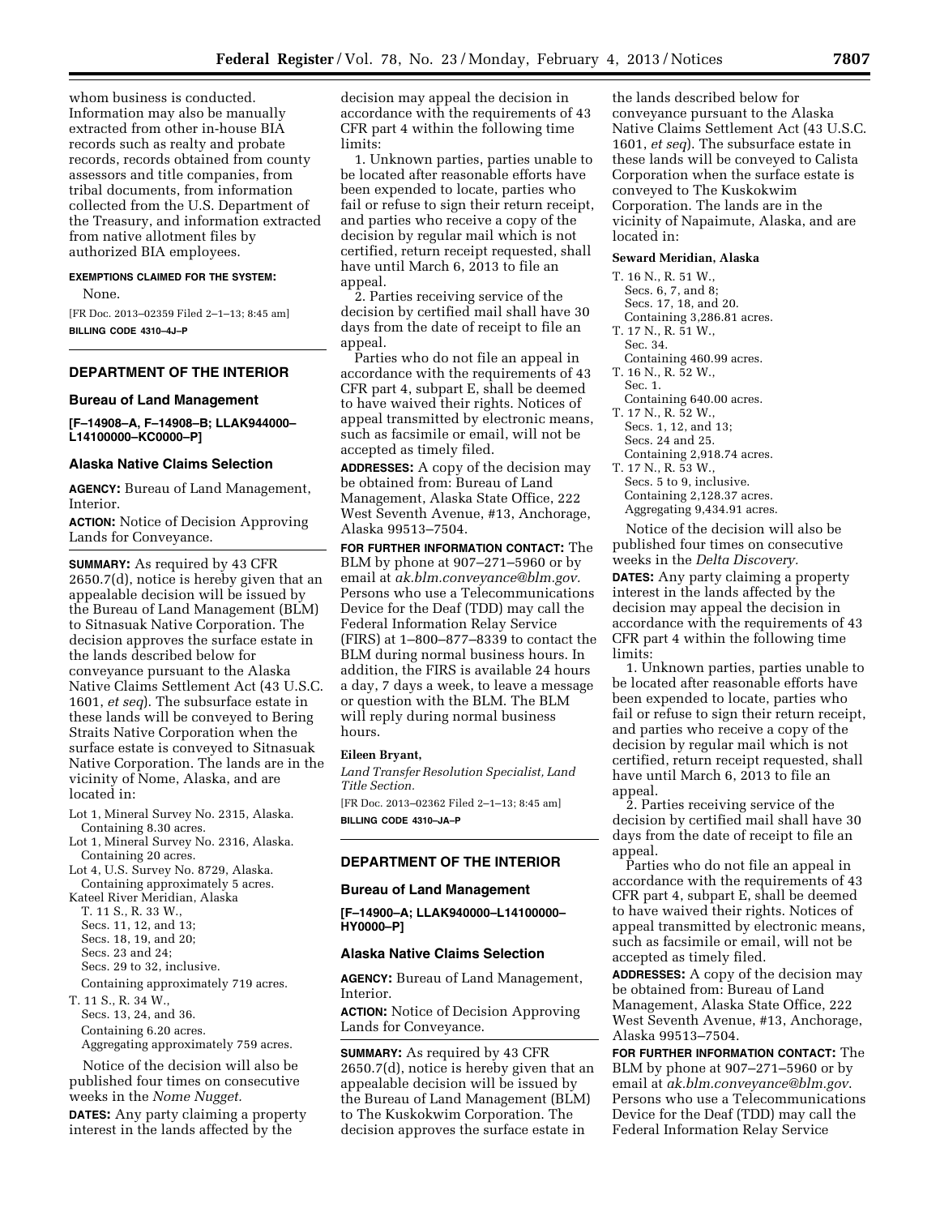whom business is conducted. Information may also be manually extracted from other in-house BIA records such as realty and probate records, records obtained from county assessors and title companies, from tribal documents, from information collected from the U.S. Department of the Treasury, and information extracted from native allotment files by authorized BIA employees.

**EXEMPTIONS CLAIMED FOR THE SYSTEM:**

None.

[FR Doc. 2013–02359 Filed 2–1–13; 8:45 am]

**BILLING CODE 4310–4J–P**

---

## DEPARTMENT OF THE INTERIOR

### Bureau of Land Management

**[F–14908–A, F–14908–B; LLAK944000–L14100000–KC0000–P]**

### Alaska Native Claims Selection

**AGENCY:** Bureau of Land Management, Interior.

**ACTION:** Notice of Decision Approving Lands for Conveyance.

**SUMMARY:** As required by 43 CFR 2650.7(d), notice is hereby given that an appealable decision will be issued by the Bureau of Land Management (BLM) to Sitnasuak Native Corporation. The decision approves the surface estate in the lands described below for conveyance pursuant to the Alaska Native Claims Settlement Act (43 U.S.C. 1601, *et seq*). The subsurface estate in these lands will be conveyed to Bering Straits Native Corporation when the surface estate is conveyed to Sitnasuak Native Corporation. The lands are in the vicinity of Nome, Alaska, and are located in:

Lot 1, Mineral Survey No. 2315, Alaska.
Containing 8.30 acres.
Lot 1, Mineral Survey No. 2316, Alaska.
Containing 20 acres.
Lot 4, U.S. Survey No. 8729, Alaska.
Containing approximately 5 acres.
Kateel River Meridian, Alaska
T. 11 S., R. 33 W.,
Secs. 11, 12, and 13;
Secs. 18, 19, and 20;
Secs. 23 and 24;
Secs. 29 to 32, inclusive.
Containing approximately 719 acres.
T. 11 S., R. 34 W.,
Secs. 13, 24, and 36.
Containing 6.20 acres.
Aggregating approximately 759 acres.

Notice of the decision will also be published four times on consecutive weeks in the *Nome Nugget.*

**DATES:** Any party claiming a property interest in the lands affected by the decision may appeal the decision in accordance with the requirements of 43 CFR part 4 within the following time limits:

1. Unknown parties, parties unable to be located after reasonable efforts have been expended to locate, parties who fail or refuse to sign their return receipt, and parties who receive a copy of the decision by regular mail which is not certified, return receipt requested, shall have until March 6, 2013 to file an appeal.

2. Parties receiving service of the decision by certified mail shall have 30 days from the date of receipt to file an appeal.

Parties who do not file an appeal in accordance with the requirements of 43 CFR part 4, subpart E, shall be deemed to have waived their rights. Notices of appeal transmitted by electronic means, such as facsimile or email, will not be accepted as timely filed.

**ADDRESSES:** A copy of the decision may be obtained from: Bureau of Land Management, Alaska State Office, 222 West Seventh Avenue, #13, Anchorage, Alaska 99513–7504.

**FOR FURTHER INFORMATION CONTACT:** The BLM by phone at 907–271–5960 or by email at *ak.blm.conveyance@blm.gov.* Persons who use a Telecommunications Device for the Deaf (TDD) may call the Federal Information Relay Service (FIRS) at 1–800–877–8339 to contact the BLM during normal business hours. In addition, the FIRS is available 24 hours a day, 7 days a week, to leave a message or question with the BLM. The BLM will reply during normal business hours.

**Eileen Bryant,**

*Land Transfer Resolution Specialist, Land Title Section.*

[FR Doc. 2013–02362 Filed 2–1–13; 8:45 am]

**BILLING CODE 4310–JA–P**

---

## DEPARTMENT OF THE INTERIOR

### Bureau of Land Management

**[F–14900–A; LLAK940000–L14100000–HY0000–P]**

### Alaska Native Claims Selection

**AGENCY:** Bureau of Land Management, Interior.

**ACTION:** Notice of Decision Approving Lands for Conveyance.

**SUMMARY:** As required by 43 CFR 2650.7(d), notice is hereby given that an appealable decision will be issued by the Bureau of Land Management (BLM) to The Kuskokwim Corporation. The decision approves the surface estate in the lands described below for conveyance pursuant to the Alaska Native Claims Settlement Act (43 U.S.C. 1601, *et seq*). The subsurface estate in these lands will be conveyed to Calista Corporation when the surface estate is conveyed to The Kuskokwim Corporation. The lands are in the vicinity of Napaimute, Alaska, and are located in:

**Seward Meridian, Alaska**

T. 16 N., R. 51 W.,
Secs. 6, 7, and 8;
Secs. 17, 18, and 20.
Containing 3,286.81 acres.
T. 17 N., R. 51 W.,
Sec. 34.
Containing 460.99 acres.
T. 16 N., R. 52 W.,
Sec. 1.
Containing 640.00 acres.
T. 17 N., R. 52 W.,
Secs. 1, 12, and 13;
Secs. 24 and 25.
Containing 2,918.74 acres.
T. 17 N., R. 53 W.,
Secs. 5 to 9, inclusive.
Containing 2,128.37 acres.
Aggregating 9,434.91 acres.

Notice of the decision will also be published four times on consecutive weeks in the *Delta Discovery.*

**DATES:** Any party claiming a property interest in the lands affected by the decision may appeal the decision in accordance with the requirements of 43 CFR part 4 within the following time limits:

1. Unknown parties, parties unable to be located after reasonable efforts have been expended to locate, parties who fail or refuse to sign their return receipt, and parties who receive a copy of the decision by regular mail which is not certified, return receipt requested, shall have until March 6, 2013 to file an appeal.

2. Parties receiving service of the decision by certified mail shall have 30 days from the date of receipt to file an appeal.

Parties who do not file an appeal in accordance with the requirements of 43 CFR part 4, subpart E, shall be deemed to have waived their rights. Notices of appeal transmitted by electronic means, such as facsimile or email, will not be accepted as timely filed.

**ADDRESSES:** A copy of the decision may be obtained from: Bureau of Land Management, Alaska State Office, 222 West Seventh Avenue, #13, Anchorage, Alaska 99513–7504.

**FOR FURTHER INFORMATION CONTACT:** The BLM by phone at 907–271–5960 or by email at *ak.blm.conveyance@blm.gov*. Persons who use a Telecommunications Device for the Deaf (TDD) may call the Federal Information Relay Service